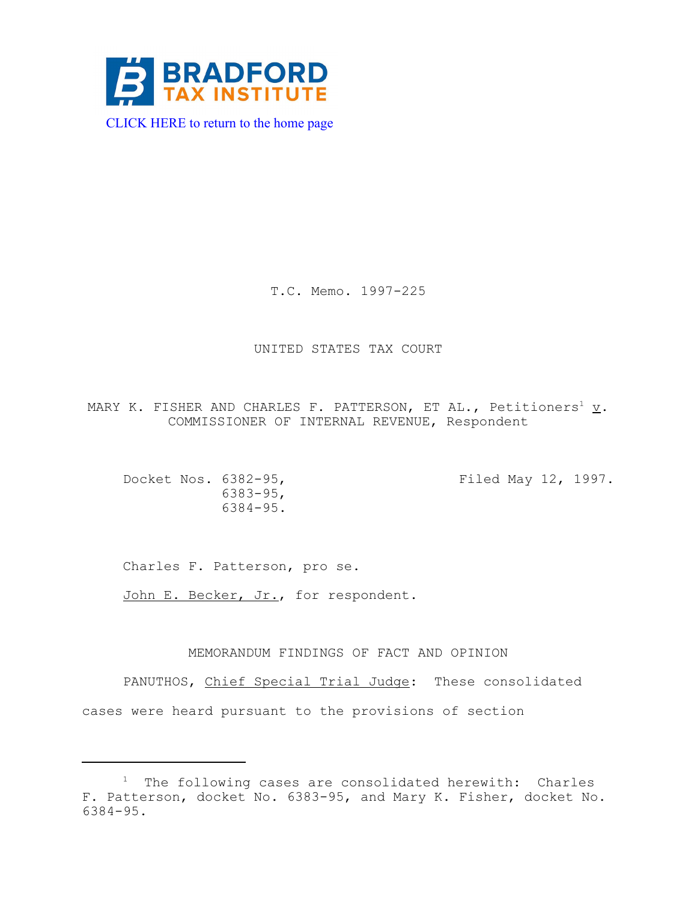BRADFORD TAX INSTITUTE

CLICK HERE to return to the home page

T.C. Memo. 1997-225

UNITED STATES TAX COURT

MARY K. FISHER AND CHARLES F. PATTERSON, ET AL., Petitioners[1] v. COMMISSIONER OF INTERNAL REVENUE, Respondent

Docket Nos. 6382-95, 6383-95, 6384-95.

Filed May 12, 1997.

Charles F. Patterson, pro se.

John E. Becker, Jr., for respondent.

MEMORANDUM FINDINGS OF FACT AND OPINION

PANUTHOS, Chief Special Trial Judge: These consolidated cases were heard pursuant to the provisions of section

---

[1] The following cases are consolidated herewith: Charles F. Patterson, docket No. 6383-95, and Mary K. Fisher, docket No. 6384-95.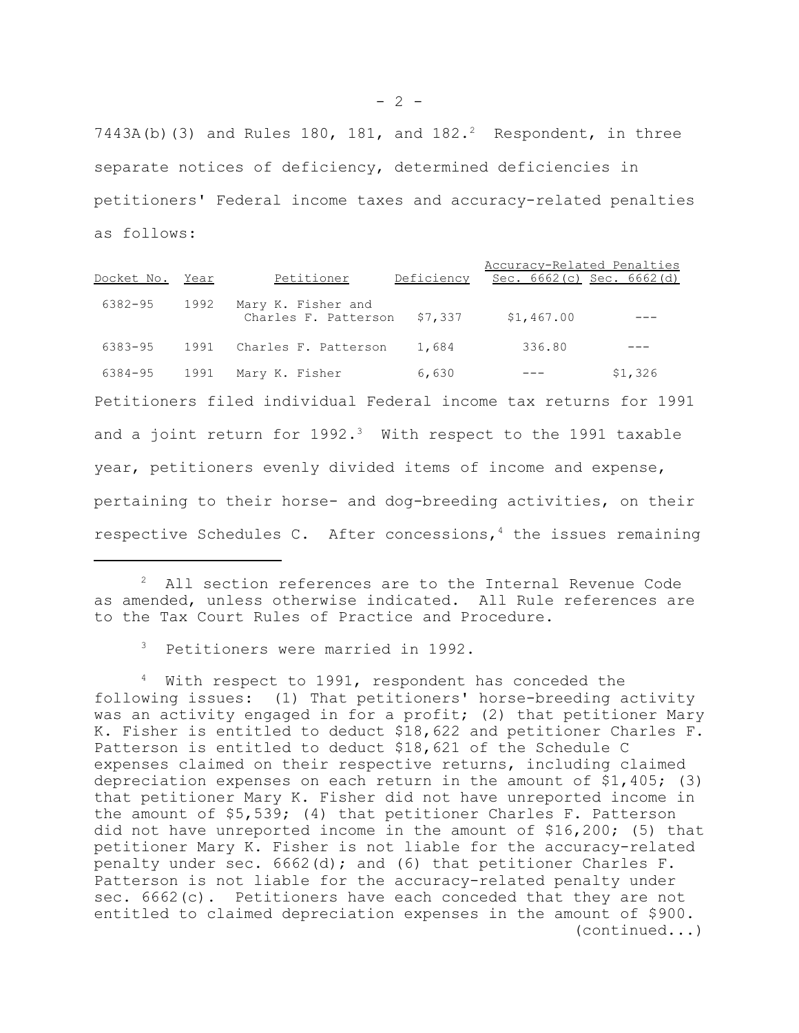7443A(b)(3) and Rules 180, 181, and 182.[2] Respondent, in three separate notices of deficiency, determined deficiencies in petitioners' Federal income taxes and accuracy-related penalties as follows:

| Docket No. | Year | Petitioner | Deficiency | Accuracy-Related Penalties Sec. 6662(c) | Accuracy-Related Penalties Sec. 6662(d) |
|---|---|---|---|---|---|
| 6382-95 | 1992 | Mary K. Fisher and Charles F. Patterson | $7,337 | $1,467.00 | --- |
| 6383-95 | 1991 | Charles F. Patterson | 1,684 | 336.80 | --- |
| 6384-95 | 1991 | Mary K. Fisher | 6,630 | --- | $1,326 |

Petitioners filed individual Federal income tax returns for 1991 and a joint return for 1992.[3] With respect to the 1991 taxable year, petitioners evenly divided items of income and expense, pertaining to their horse- and dog-breeding activities, on their respective Schedules C. After concessions,[4] the issues remaining

---

[2] All section references are to the Internal Revenue Code as amended, unless otherwise indicated. All Rule references are to the Tax Court Rules of Practice and Procedure.

[3] Petitioners were married in 1992.

[4] With respect to 1991, respondent has conceded the following issues: (1) That petitioners' horse-breeding activity was an activity engaged in for a profit; (2) that petitioner Mary K. Fisher is entitled to deduct $18,622 and petitioner Charles F. Patterson is entitled to deduct $18,621 of the Schedule C expenses claimed on their respective returns, including claimed depreciation expenses on each return in the amount of $1,405; (3) that petitioner Mary K. Fisher did not have unreported income in the amount of $5,539; (4) that petitioner Charles F. Patterson did not have unreported income in the amount of $16,200; (5) that petitioner Mary K. Fisher is not liable for the accuracy-related penalty under sec. 6662(d); and (6) that petitioner Charles F. Patterson is not liable for the accuracy-related penalty under sec. 6662(c). Petitioners have each conceded that they are not entitled to claimed depreciation expenses in the amount of $900.
(continued...)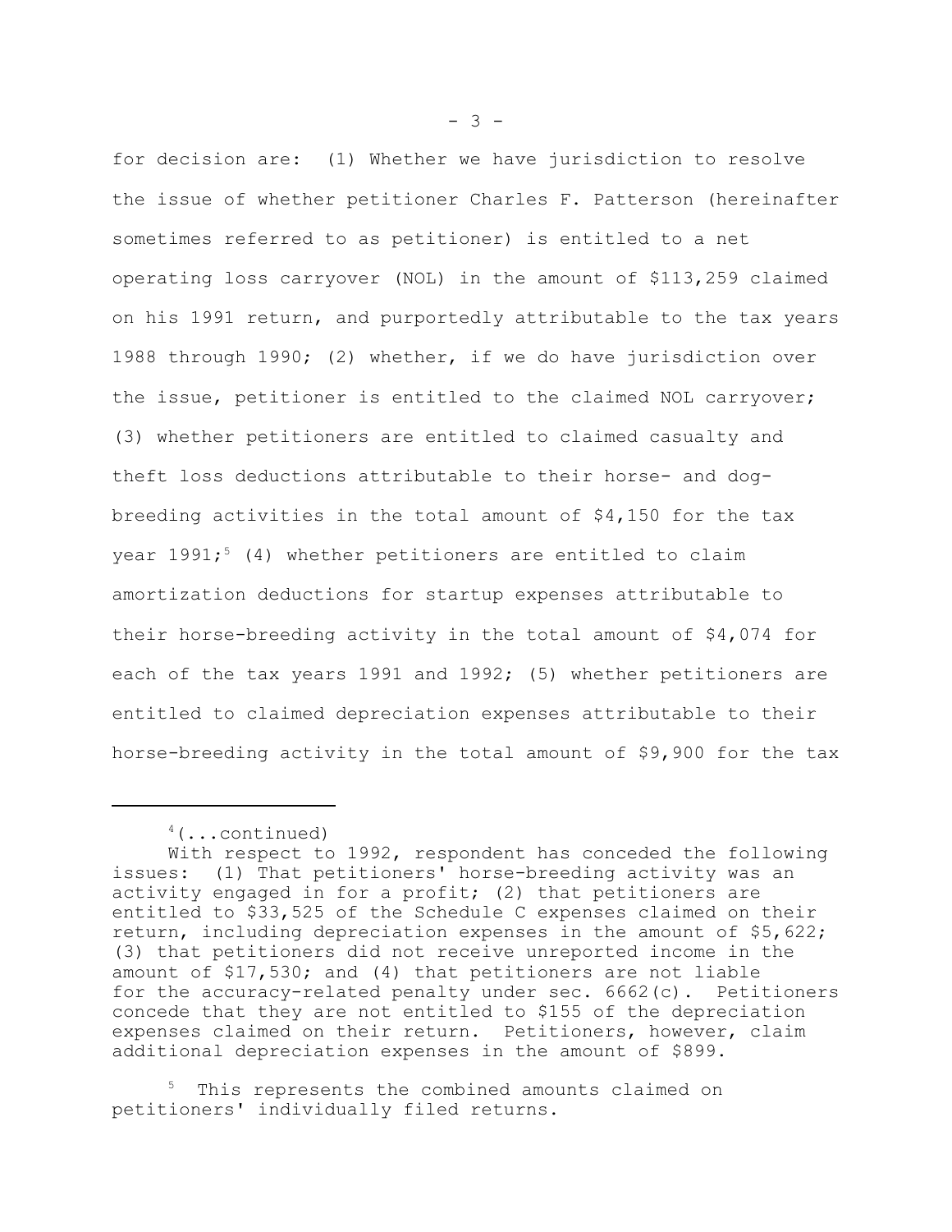for decision are: (1) Whether we have jurisdiction to resolve the issue of whether petitioner Charles F. Patterson (hereinafter sometimes referred to as petitioner) is entitled to a net operating loss carryover (NOL) in the amount of $113,259 claimed on his 1991 return, and purportedly attributable to the tax years 1988 through 1990; (2) whether, if we do have jurisdiction over the issue, petitioner is entitled to the claimed NOL carryover; (3) whether petitioners are entitled to claimed casualty and theft loss deductions attributable to their horse- and dog-breeding activities in the total amount of $4,150 for the tax year 1991;[5] (4) whether petitioners are entitled to claim amortization deductions for startup expenses attributable to their horse-breeding activity in the total amount of $4,074 for each of the tax years 1991 and 1992; (5) whether petitioners are entitled to claimed depreciation expenses attributable to their horse-breeding activity in the total amount of $9,900 for the tax

---

[4](...continued)

With respect to 1992, respondent has conceded the following issues: (1) That petitioners' horse-breeding activity was an activity engaged in for a profit; (2) that petitioners are entitled to $33,525 of the Schedule C expenses claimed on their return, including depreciation expenses in the amount of $5,622; (3) that petitioners did not receive unreported income in the amount of $17,530; and (4) that petitioners are not liable for the accuracy-related penalty under sec. 6662(c). Petitioners concede that they are not entitled to $155 of the depreciation expenses claimed on their return. Petitioners, however, claim additional depreciation expenses in the amount of $899.

[5] This represents the combined amounts claimed on petitioners' individually filed returns.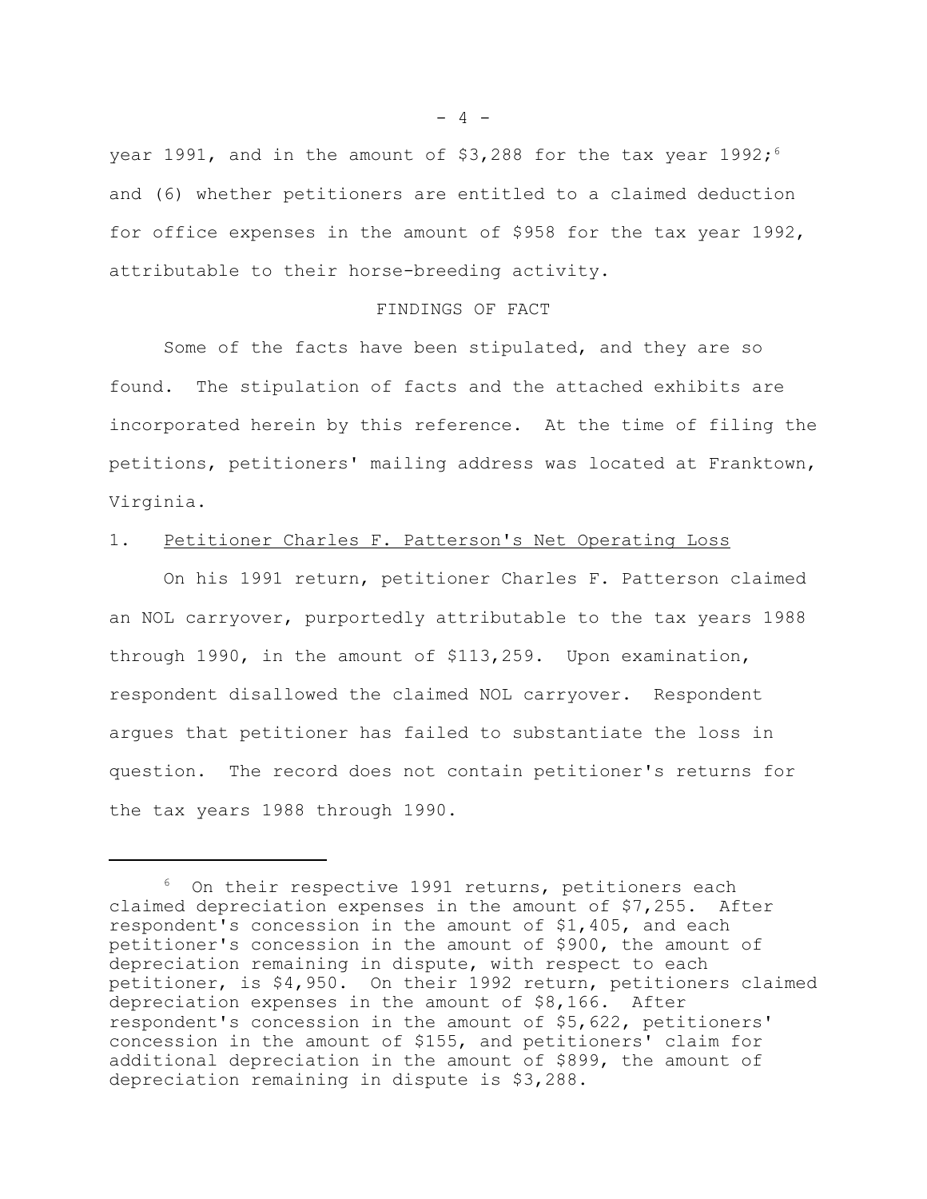year 1991, and in the amount of $3,288 for the tax year 1992;[6] and (6) whether petitioners are entitled to a claimed deduction for office expenses in the amount of $958 for the tax year 1992, attributable to their horse-breeding activity.

FINDINGS OF FACT

Some of the facts have been stipulated, and they are so found. The stipulation of facts and the attached exhibits are incorporated herein by this reference. At the time of filing the petitions, petitioners' mailing address was located at Franktown, Virginia.

1. Petitioner Charles F. Patterson's Net Operating Loss

On his 1991 return, petitioner Charles F. Patterson claimed an NOL carryover, purportedly attributable to the tax years 1988 through 1990, in the amount of $113,259. Upon examination, respondent disallowed the claimed NOL carryover. Respondent argues that petitioner has failed to substantiate the loss in question. The record does not contain petitioner's returns for the tax years 1988 through 1990.

---

[6] On their respective 1991 returns, petitioners each claimed depreciation expenses in the amount of $7,255. After respondent's concession in the amount of $1,405, and each petitioner's concession in the amount of $900, the amount of depreciation remaining in dispute, with respect to each petitioner, is $4,950. On their 1992 return, petitioners claimed depreciation expenses in the amount of $8,166. After respondent's concession in the amount of $5,622, petitioners' concession in the amount of $155, and petitioners' claim for additional depreciation in the amount of $899, the amount of depreciation remaining in dispute is $3,288.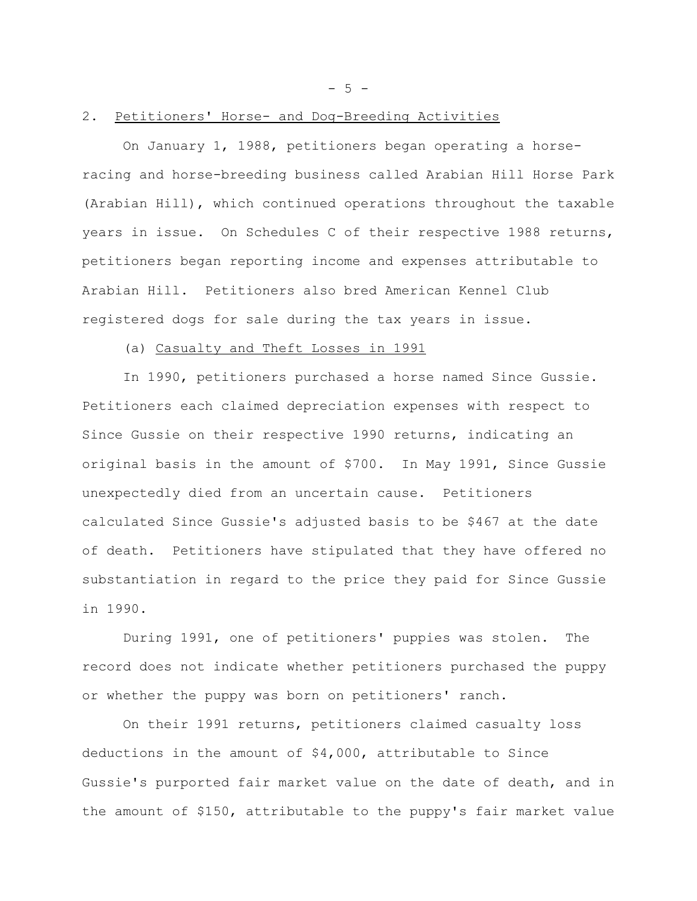## 2. Petitioners' Horse- and Dog-Breeding Activities

On January 1, 1988, petitioners began operating a horse-racing and horse-breeding business called Arabian Hill Horse Park (Arabian Hill), which continued operations throughout the taxable years in issue. On Schedules C of their respective 1988 returns, petitioners began reporting income and expenses attributable to Arabian Hill. Petitioners also bred American Kennel Club registered dogs for sale during the tax years in issue.

### (a) Casualty and Theft Losses in 1991

In 1990, petitioners purchased a horse named Since Gussie. Petitioners each claimed depreciation expenses with respect to Since Gussie on their respective 1990 returns, indicating an original basis in the amount of $700. In May 1991, Since Gussie unexpectedly died from an uncertain cause. Petitioners calculated Since Gussie's adjusted basis to be $467 at the date of death. Petitioners have stipulated that they have offered no substantiation in regard to the price they paid for Since Gussie in 1990.

During 1991, one of petitioners' puppies was stolen. The record does not indicate whether petitioners purchased the puppy or whether the puppy was born on petitioners' ranch.

On their 1991 returns, petitioners claimed casualty loss deductions in the amount of $4,000, attributable to Since Gussie's purported fair market value on the date of death, and in the amount of $150, attributable to the puppy's fair market value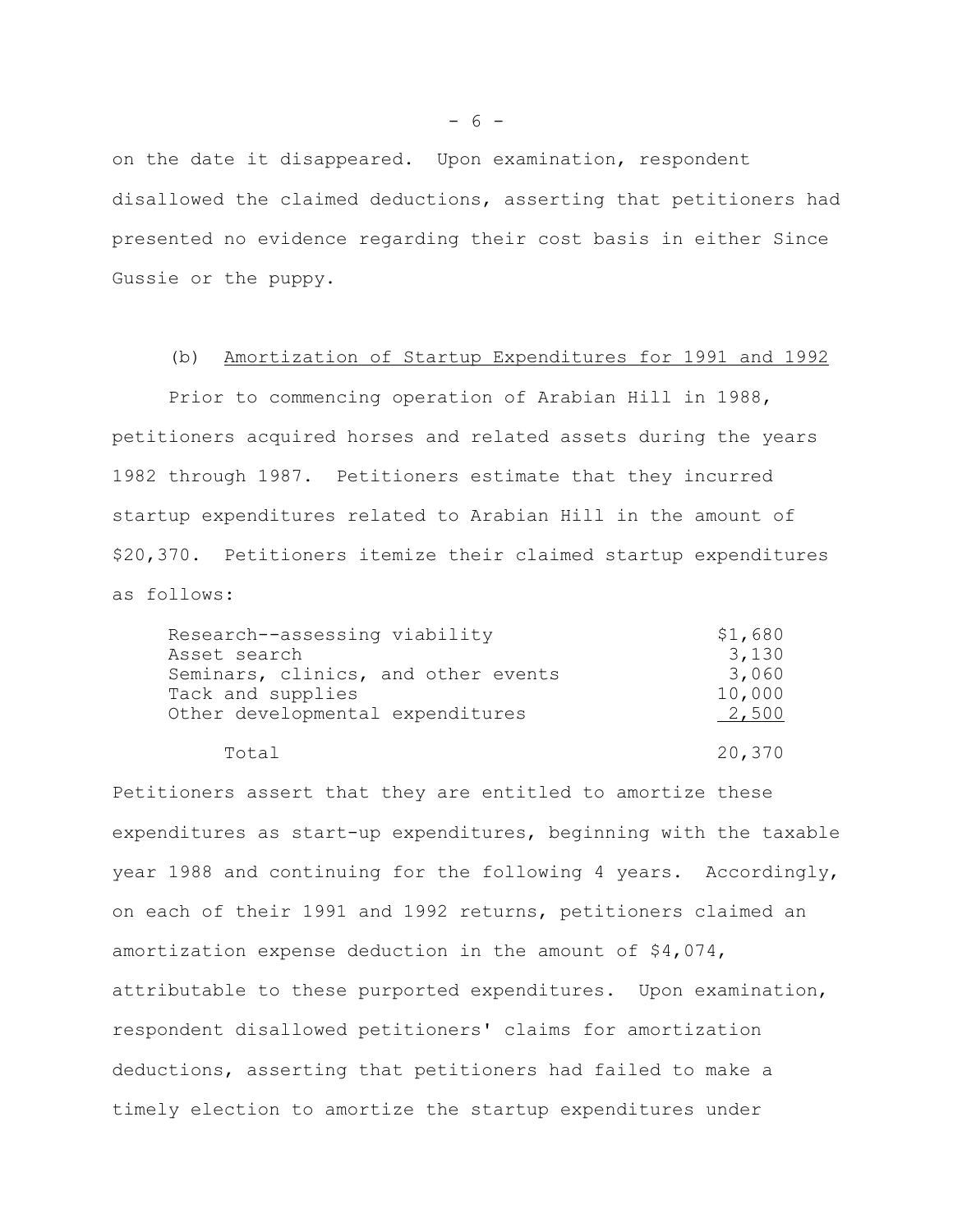on the date it disappeared. Upon examination, respondent disallowed the claimed deductions, asserting that petitioners had presented no evidence regarding their cost basis in either Since Gussie or the puppy.

(b) Amortization of Startup Expenditures for 1991 and 1992

Prior to commencing operation of Arabian Hill in 1988, petitioners acquired horses and related assets during the years 1982 through 1987. Petitioners estimate that they incurred startup expenditures related to Arabian Hill in the amount of $20,370. Petitioners itemize their claimed startup expenditures as follows:

| | |
|---|---|
| Research--assessing viability | $1,680 |
| Asset search | 3,130 |
| Seminars, clinics, and other events | 3,060 |
| Tack and supplies | 10,000 |
| Other developmental expenditures | 2,500 |
| Total | 20,370 |

Petitioners assert that they are entitled to amortize these expenditures as start-up expenditures, beginning with the taxable year 1988 and continuing for the following 4 years. Accordingly, on each of their 1991 and 1992 returns, petitioners claimed an amortization expense deduction in the amount of $4,074, attributable to these purported expenditures. Upon examination, respondent disallowed petitioners' claims for amortization deductions, asserting that petitioners had failed to make a timely election to amortize the startup expenditures under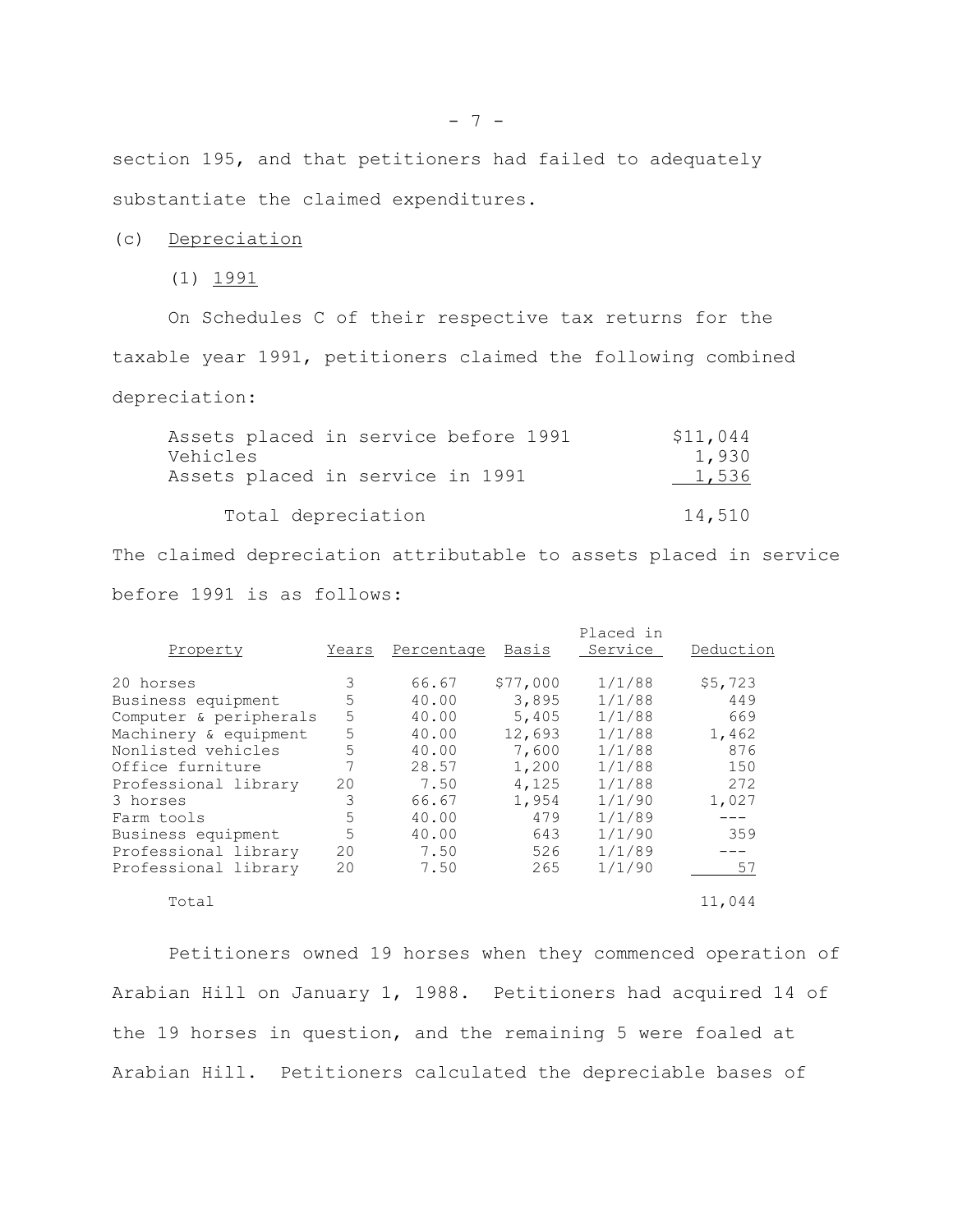section 195, and that petitioners had failed to adequately substantiate the claimed expenditures.

(c) Depreciation

(1) 1991

On Schedules C of their respective tax returns for the taxable year 1991, petitioners claimed the following combined depreciation:

| | |
|---|---|
| Assets placed in service before 1991 | $11,044 |
| Vehicles | 1,930 |
| Assets placed in service in 1991 | 1,536 |
| Total depreciation | 14,510 |

The claimed depreciation attributable to assets placed in service before 1991 is as follows:

| Property | Years | Percentage | Basis | Placed in Service | Deduction |
|---|---|---|---|---|---|
| 20 horses | 3 | 66.67 | $77,000 | 1/1/88 | $5,723 |
| Business equipment | 5 | 40.00 | 3,895 | 1/1/88 | 449 |
| Computer & peripherals | 5 | 40.00 | 5,405 | 1/1/88 | 669 |
| Machinery & equipment | 5 | 40.00 | 12,693 | 1/1/88 | 1,462 |
| Nonlisted vehicles | 5 | 40.00 | 7,600 | 1/1/88 | 876 |
| Office furniture | 7 | 28.57 | 1,200 | 1/1/88 | 150 |
| Professional library | 20 | 7.50 | 4,125 | 1/1/88 | 272 |
| 3 horses | 3 | 66.67 | 1,954 | 1/1/90 | 1,027 |
| Farm tools | 5 | 40.00 | 479 | 1/1/89 | --- |
| Business equipment | 5 | 40.00 | 643 | 1/1/90 | 359 |
| Professional library | 20 | 7.50 | 526 | 1/1/89 | --- |
| Professional library | 20 | 7.50 | 265 | 1/1/90 | 57 |
| Total | | | | | 11,044 |

Petitioners owned 19 horses when they commenced operation of Arabian Hill on January 1, 1988. Petitioners had acquired 14 of the 19 horses in question, and the remaining 5 were foaled at Arabian Hill. Petitioners calculated the depreciable bases of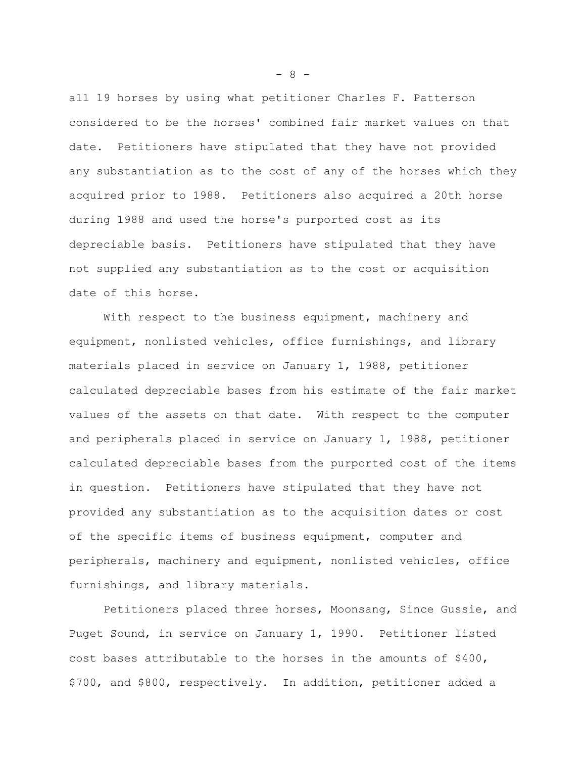all 19 horses by using what petitioner Charles F. Patterson considered to be the horses' combined fair market values on that date. Petitioners have stipulated that they have not provided any substantiation as to the cost of any of the horses which they acquired prior to 1988. Petitioners also acquired a 20th horse during 1988 and used the horse's purported cost as its depreciable basis. Petitioners have stipulated that they have not supplied any substantiation as to the cost or acquisition date of this horse.

With respect to the business equipment, machinery and equipment, nonlisted vehicles, office furnishings, and library materials placed in service on January 1, 1988, petitioner calculated depreciable bases from his estimate of the fair market values of the assets on that date. With respect to the computer and peripherals placed in service on January 1, 1988, petitioner calculated depreciable bases from the purported cost of the items in question. Petitioners have stipulated that they have not provided any substantiation as to the acquisition dates or cost of the specific items of business equipment, computer and peripherals, machinery and equipment, nonlisted vehicles, office furnishings, and library materials.

Petitioners placed three horses, Moonsang, Since Gussie, and Puget Sound, in service on January 1, 1990. Petitioner listed cost bases attributable to the horses in the amounts of $400, $700, and $800, respectively. In addition, petitioner added a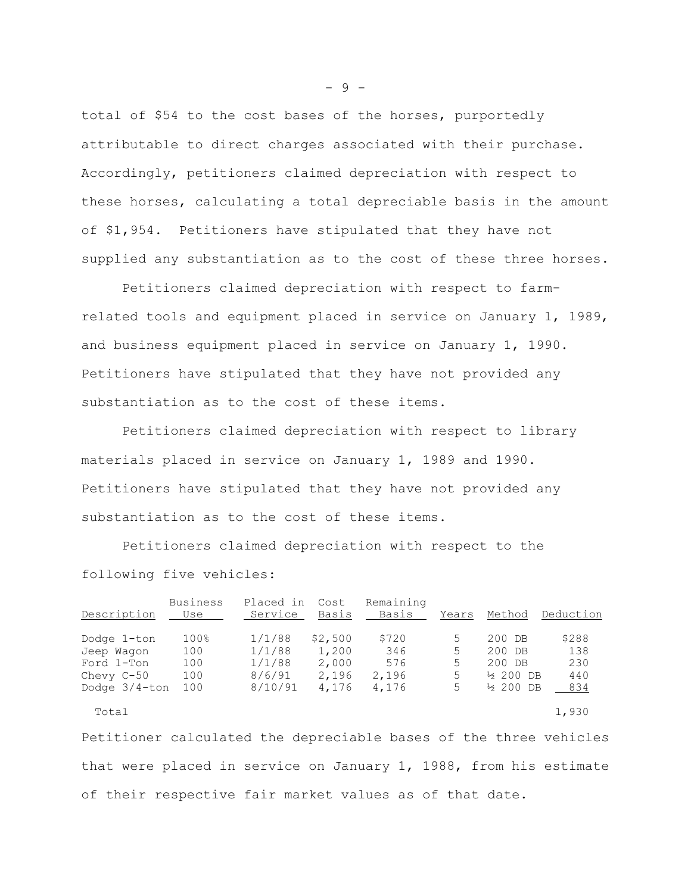total of $54 to the cost bases of the horses, purportedly attributable to direct charges associated with their purchase. Accordingly, petitioners claimed depreciation with respect to these horses, calculating a total depreciable basis in the amount of $1,954. Petitioners have stipulated that they have not supplied any substantiation as to the cost of these three horses.

Petitioners claimed depreciation with respect to farm-related tools and equipment placed in service on January 1, 1989, and business equipment placed in service on January 1, 1990. Petitioners have stipulated that they have not provided any substantiation as to the cost of these items.

Petitioners claimed depreciation with respect to library materials placed in service on January 1, 1989 and 1990. Petitioners have stipulated that they have not provided any substantiation as to the cost of these items.

Petitioners claimed depreciation with respect to the following five vehicles:

| Description | Business Use | Placed in Service | Cost Basis | Remaining Basis | Years | Method | Deduction |
|---|---|---|---|---|---|---|---|
| Dodge 1-ton | 100% | 1/1/88 | $2,500 | $720 | 5 | 200 DB | $288 |
| Jeep Wagon | 100 | 1/1/88 | 1,200 | 346 | 5 | 200 DB | 138 |
| Ford 1-Ton | 100 | 1/1/88 | 2,000 | 576 | 5 | 200 DB | 230 |
| Chevy C-50 | 100 | 8/6/91 | 2,196 | 2,196 | 5 | ½ 200 DB | 440 |
| Dodge 3/4-ton | 100 | 8/10/91 | 4,176 | 4,176 | 5 | ½ 200 DB | 834 |
| Total | | | | | | | 1,930 |

Petitioner calculated the depreciable bases of the three vehicles that were placed in service on January 1, 1988, from his estimate of their respective fair market values as of that date.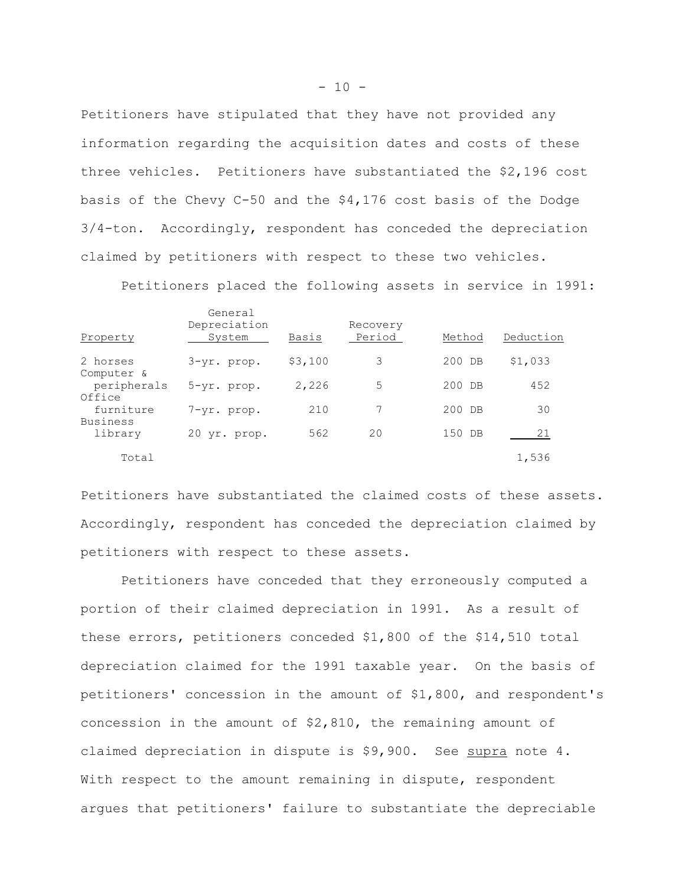Petitioners have stipulated that they have not provided any information regarding the acquisition dates and costs of these three vehicles. Petitioners have substantiated the $2,196 cost basis of the Chevy C-50 and the $4,176 cost basis of the Dodge 3/4-ton. Accordingly, respondent has conceded the depreciation claimed by petitioners with respect to these two vehicles.

Petitioners placed the following assets in service in 1991:

| Property | General Depreciation System | Basis | Recovery Period | Method | Deduction |
|---|---|---|---|---|---|
| 2 horses | 3-yr. prop. | $3,100 | 3 | 200 DB | $1,033 |
| Computer & peripherals | 5-yr. prop. | 2,226 | 5 | 200 DB | 452 |
| Office furniture | 7-yr. prop. | 210 | 7 | 200 DB | 30 |
| Business library | 20 yr. prop. | 562 | 20 | 150 DB | 21 |
| Total | | | | | 1,536 |

Petitioners have substantiated the claimed costs of these assets. Accordingly, respondent has conceded the depreciation claimed by petitioners with respect to these assets.

Petitioners have conceded that they erroneously computed a portion of their claimed depreciation in 1991. As a result of these errors, petitioners conceded $1,800 of the $14,510 total depreciation claimed for the 1991 taxable year. On the basis of petitioners' concession in the amount of $1,800, and respondent's concession in the amount of $2,810, the remaining amount of claimed depreciation in dispute is $9,900. See _supra_ note 4. With respect to the amount remaining in dispute, respondent argues that petitioners' failure to substantiate the depreciable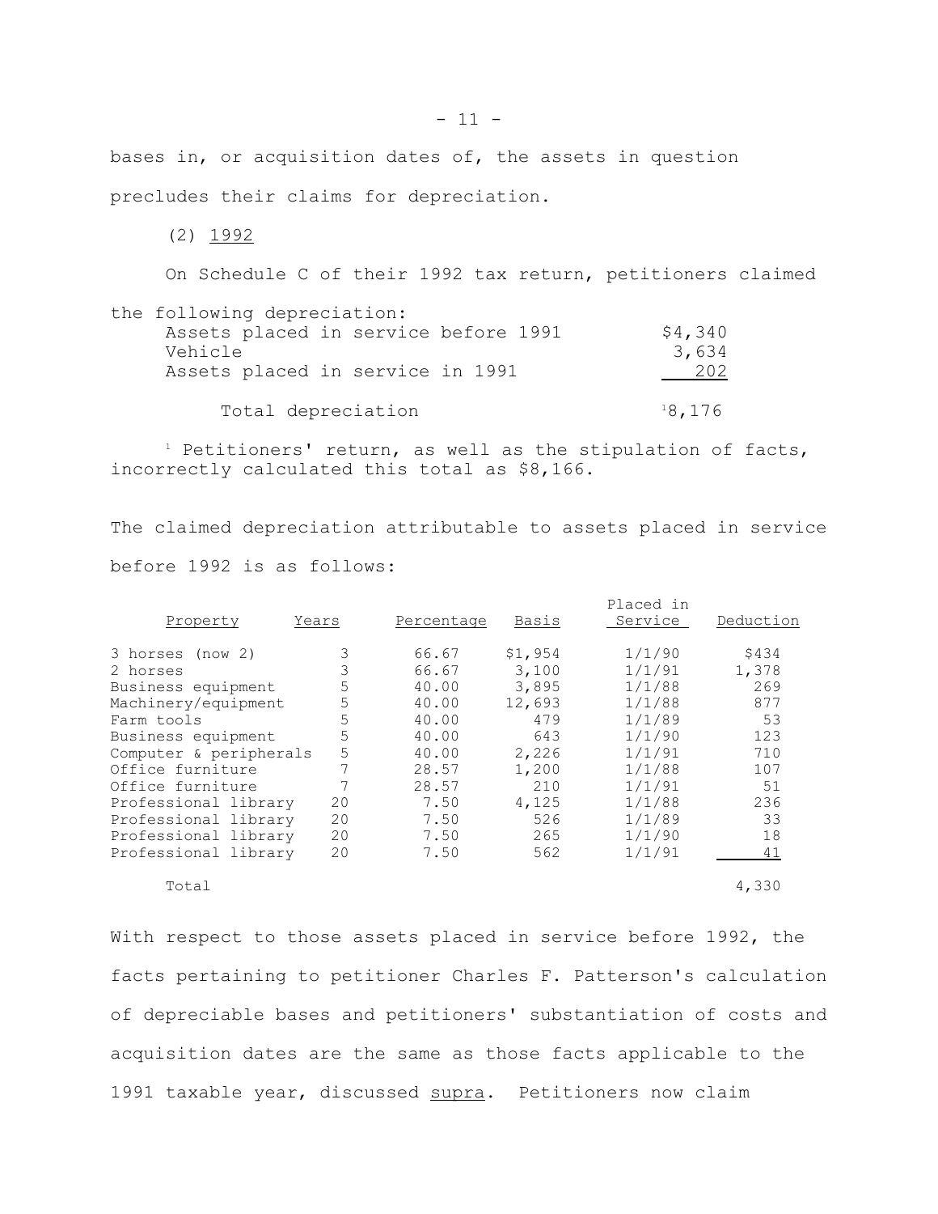bases in, or acquisition dates of, the assets in question precludes their claims for depreciation.

(2) 1992

On Schedule C of their 1992 tax return, petitioners claimed the following depreciation:

| | |
|---|---|
| Assets placed in service before 1991 | $4,340 |
| Vehicle | 3,634 |
| Assets placed in service in 1991 | 202 |
| Total depreciation | [1]8,176 |

[1] Petitioners' return, as well as the stipulation of facts, incorrectly calculated this total as $8,166.

The claimed depreciation attributable to assets placed in service before 1992 is as follows:

| Property | Years | Percentage | Basis | Placed in Service | Deduction |
|---|---|---|---|---|---|
| 3 horses (now 2) | 3 | 66.67 | $1,954 | 1/1/90 | $434 |
| 2 horses | 3 | 66.67 | 3,100 | 1/1/91 | 1,378 |
| Business equipment | 5 | 40.00 | 3,895 | 1/1/88 | 269 |
| Machinery/equipment | 5 | 40.00 | 12,693 | 1/1/88 | 877 |
| Farm tools | 5 | 40.00 | 479 | 1/1/89 | 53 |
| Business equipment | 5 | 40.00 | 643 | 1/1/90 | 123 |
| Computer & peripherals | 5 | 40.00 | 2,226 | 1/1/91 | 710 |
| Office furniture | 7 | 28.57 | 1,200 | 1/1/88 | 107 |
| Office furniture | 7 | 28.57 | 210 | 1/1/91 | 51 |
| Professional library | 20 | 7.50 | 4,125 | 1/1/88 | 236 |
| Professional library | 20 | 7.50 | 526 | 1/1/89 | 33 |
| Professional library | 20 | 7.50 | 265 | 1/1/90 | 18 |
| Professional library | 20 | 7.50 | 562 | 1/1/91 | 41 |
| Total | | | | | 4,330 |

With respect to those assets placed in service before 1992, the facts pertaining to petitioner Charles F. Patterson's calculation of depreciable bases and petitioners' substantiation of costs and acquisition dates are the same as those facts applicable to the 1991 taxable year, discussed *supra*. Petitioners now claim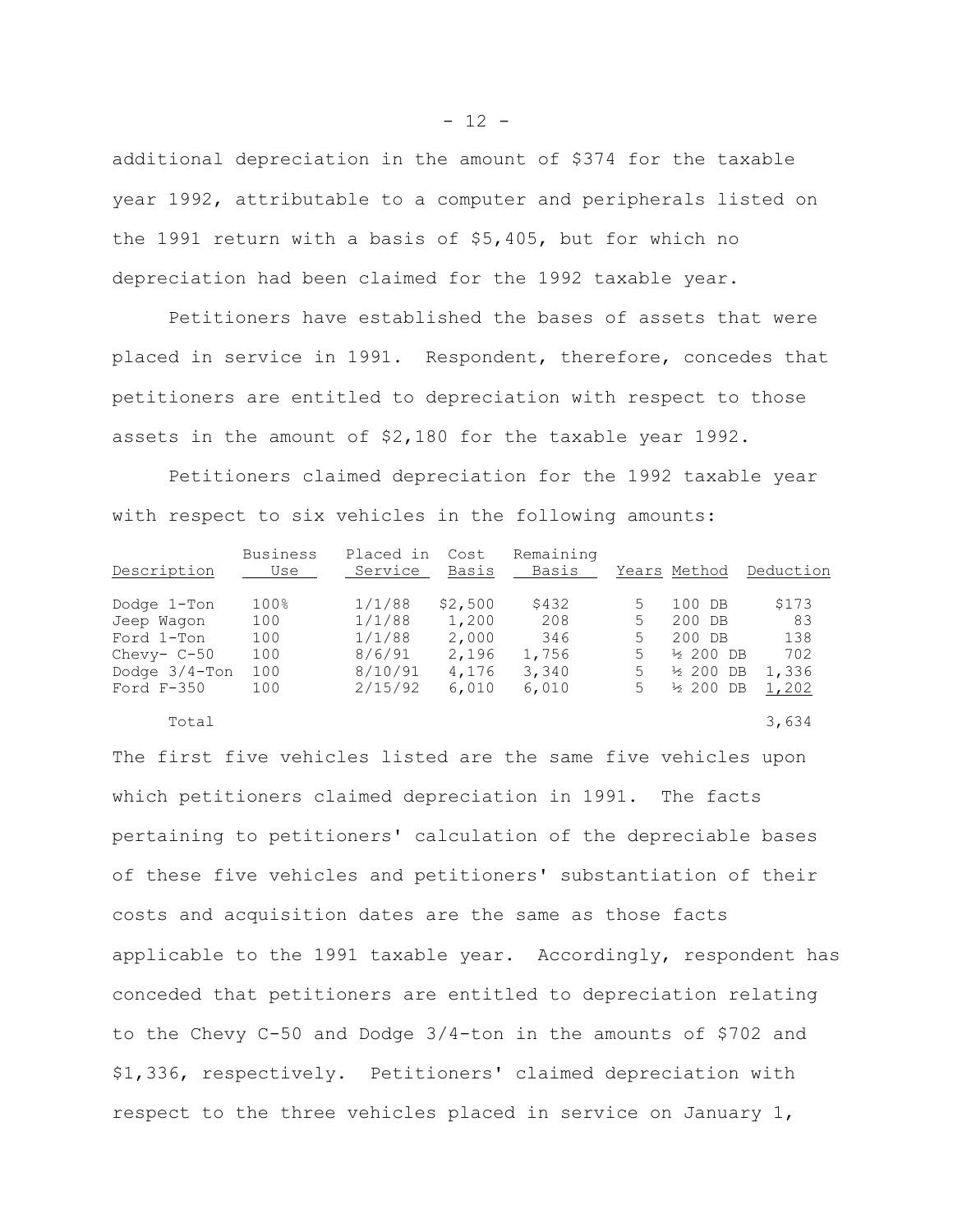additional depreciation in the amount of $374 for the taxable year 1992, attributable to a computer and peripherals listed on the 1991 return with a basis of $5,405, but for which no depreciation had been claimed for the 1992 taxable year.

Petitioners have established the bases of assets that were placed in service in 1991. Respondent, therefore, concedes that petitioners are entitled to depreciation with respect to those assets in the amount of $2,180 for the taxable year 1992.

Petitioners claimed depreciation for the 1992 taxable year with respect to six vehicles in the following amounts:

| Description | Business Use | Placed in Service | Cost Basis | Remaining Basis | Years | Method | Deduction |
|---|---|---|---|---|---|---|---|
| Dodge 1-Ton | 100% | 1/1/88 | $2,500 | $432 | 5 | 100 DB | $173 |
| Jeep Wagon | 100 | 1/1/88 | 1,200 | 208 | 5 | 200 DB | 83 |
| Ford 1-Ton | 100 | 1/1/88 | 2,000 | 346 | 5 | 200 DB | 138 |
| Chevy- C-50 | 100 | 8/6/91 | 2,196 | 1,756 | 5 | ½ 200 DB | 702 |
| Dodge 3/4-Ton | 100 | 8/10/91 | 4,176 | 3,340 | 5 | ½ 200 DB | 1,336 |
| Ford F-350 | 100 | 2/15/92 | 6,010 | 6,010 | 5 | ½ 200 DB | 1,202 |
| Total | | | | | | | 3,634 |

The first five vehicles listed are the same five vehicles upon which petitioners claimed depreciation in 1991. The facts pertaining to petitioners' calculation of the depreciable bases of these five vehicles and petitioners' substantiation of their costs and acquisition dates are the same as those facts applicable to the 1991 taxable year. Accordingly, respondent has conceded that petitioners are entitled to depreciation relating to the Chevy C-50 and Dodge 3/4-ton in the amounts of $702 and $1,336, respectively. Petitioners' claimed depreciation with respect to the three vehicles placed in service on January 1,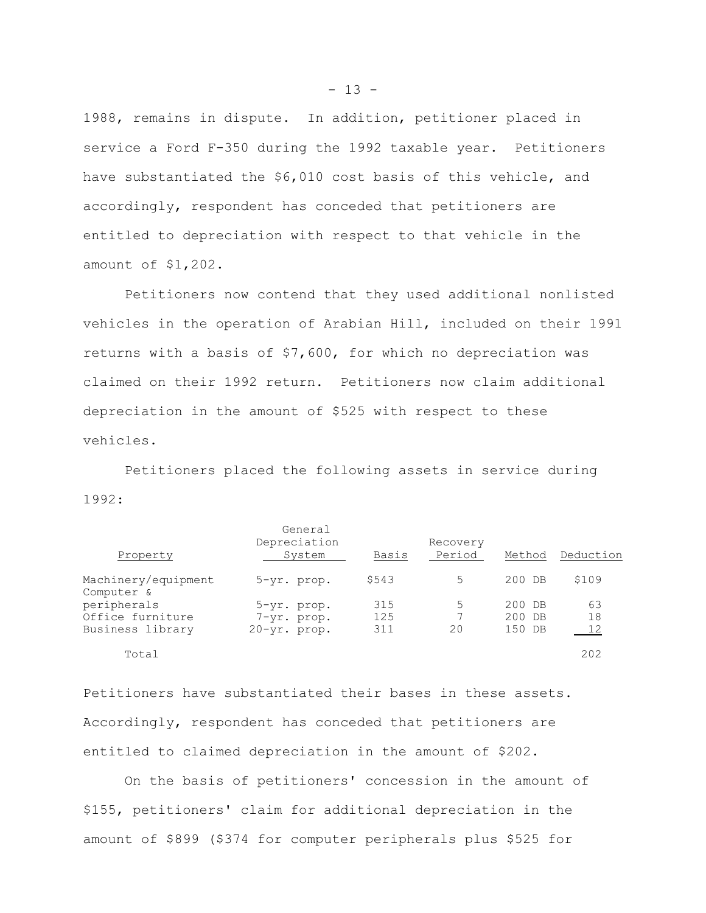1988, remains in dispute. In addition, petitioner placed in service a Ford F-350 during the 1992 taxable year. Petitioners have substantiated the $6,010 cost basis of this vehicle, and accordingly, respondent has conceded that petitioners are entitled to depreciation with respect to that vehicle in the amount of $1,202.

Petitioners now contend that they used additional nonlisted vehicles in the operation of Arabian Hill, included on their 1991 returns with a basis of $7,600, for which no depreciation was claimed on their 1992 return. Petitioners now claim additional depreciation in the amount of $525 with respect to these vehicles.

Petitioners placed the following assets in service during 1992:

| Property | General Depreciation System | Basis | Recovery Period | Method | Deduction |
|---|---|---|---|---|---|
| Machinery/equipment | 5-yr. prop. | $543 | 5 | 200 DB | $109 |
| Computer & peripherals | 5-yr. prop. | 315 | 5 | 200 DB | 63 |
| Office furniture | 7-yr. prop. | 125 | 7 | 200 DB | 18 |
| Business library | 20-yr. prop. | 311 | 20 | 150 DB | 12 |
| Total | | | | | 202 |

Petitioners have substantiated their bases in these assets. Accordingly, respondent has conceded that petitioners are entitled to claimed depreciation in the amount of $202.

On the basis of petitioners' concession in the amount of $155, petitioners' claim for additional depreciation in the amount of $899 ($374 for computer peripherals plus $525 for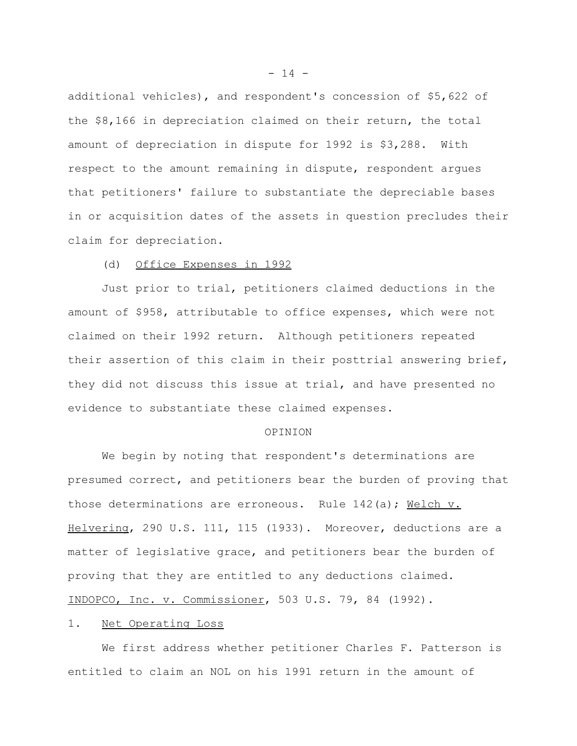additional vehicles), and respondent's concession of $5,622 of the $8,166 in depreciation claimed on their return, the total amount of depreciation in dispute for 1992 is $3,288. With respect to the amount remaining in dispute, respondent argues that petitioners' failure to substantiate the depreciable bases in or acquisition dates of the assets in question precludes their claim for depreciation.

(d) <u>Office Expenses in 1992</u>

Just prior to trial, petitioners claimed deductions in the amount of $958, attributable to office expenses, which were not claimed on their 1992 return. Although petitioners repeated their assertion of this claim in their posttrial answering brief, they did not discuss this issue at trial, and have presented no evidence to substantiate these claimed expenses.

OPINION

We begin by noting that respondent's determinations are presumed correct, and petitioners bear the burden of proving that those determinations are erroneous. Rule 142(a); <u>Welch v. Helvering</u>, 290 U.S. 111, 115 (1933). Moreover, deductions are a matter of legislative grace, and petitioners bear the burden of proving that they are entitled to any deductions claimed. <u>INDOPCO, Inc. v. Commissioner</u>, 503 U.S. 79, 84 (1992).

1. <u>Net Operating Loss</u>

We first address whether petitioner Charles F. Patterson is entitled to claim an NOL on his 1991 return in the amount of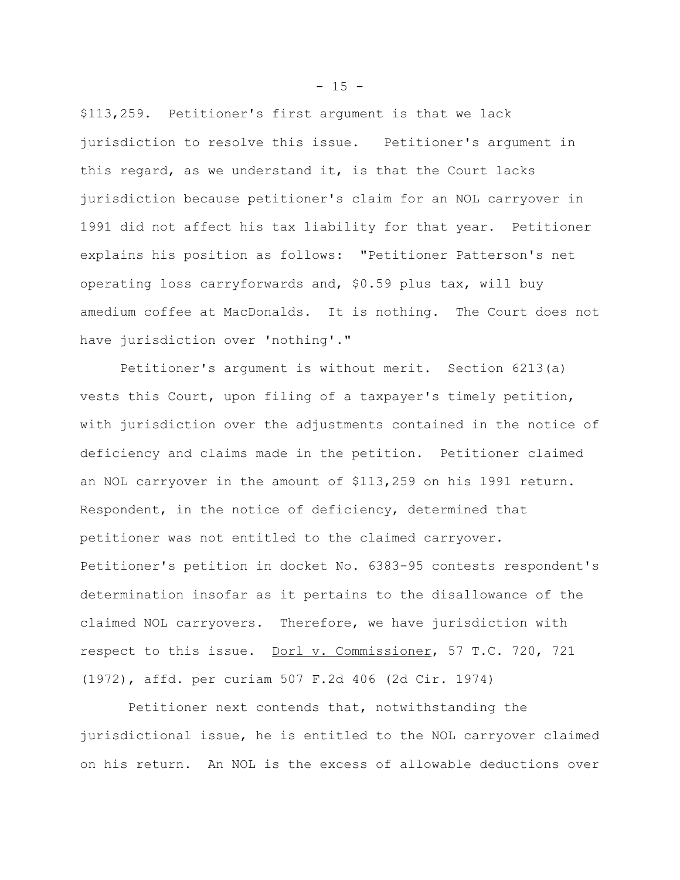$113,259. Petitioner's first argument is that we lack jurisdiction to resolve this issue. Petitioner's argument in this regard, as we understand it, is that the Court lacks jurisdiction because petitioner's claim for an NOL carryover in 1991 did not affect his tax liability for that year. Petitioner explains his position as follows: "Petitioner Patterson's net operating loss carryforwards and, $0.59 plus tax, will buy amedium coffee at MacDonalds. It is nothing. The Court does not have jurisdiction over 'nothing'."

Petitioner's argument is without merit. Section 6213(a) vests this Court, upon filing of a taxpayer's timely petition, with jurisdiction over the adjustments contained in the notice of deficiency and claims made in the petition. Petitioner claimed an NOL carryover in the amount of $113,259 on his 1991 return. Respondent, in the notice of deficiency, determined that petitioner was not entitled to the claimed carryover. Petitioner's petition in docket No. 6383-95 contests respondent's determination insofar as it pertains to the disallowance of the claimed NOL carryovers. Therefore, we have jurisdiction with respect to this issue. Dorl v. Commissioner, 57 T.C. 720, 721 (1972), affd. per curiam 507 F.2d 406 (2d Cir. 1974)

Petitioner next contends that, notwithstanding the jurisdictional issue, he is entitled to the NOL carryover claimed on his return. An NOL is the excess of allowable deductions over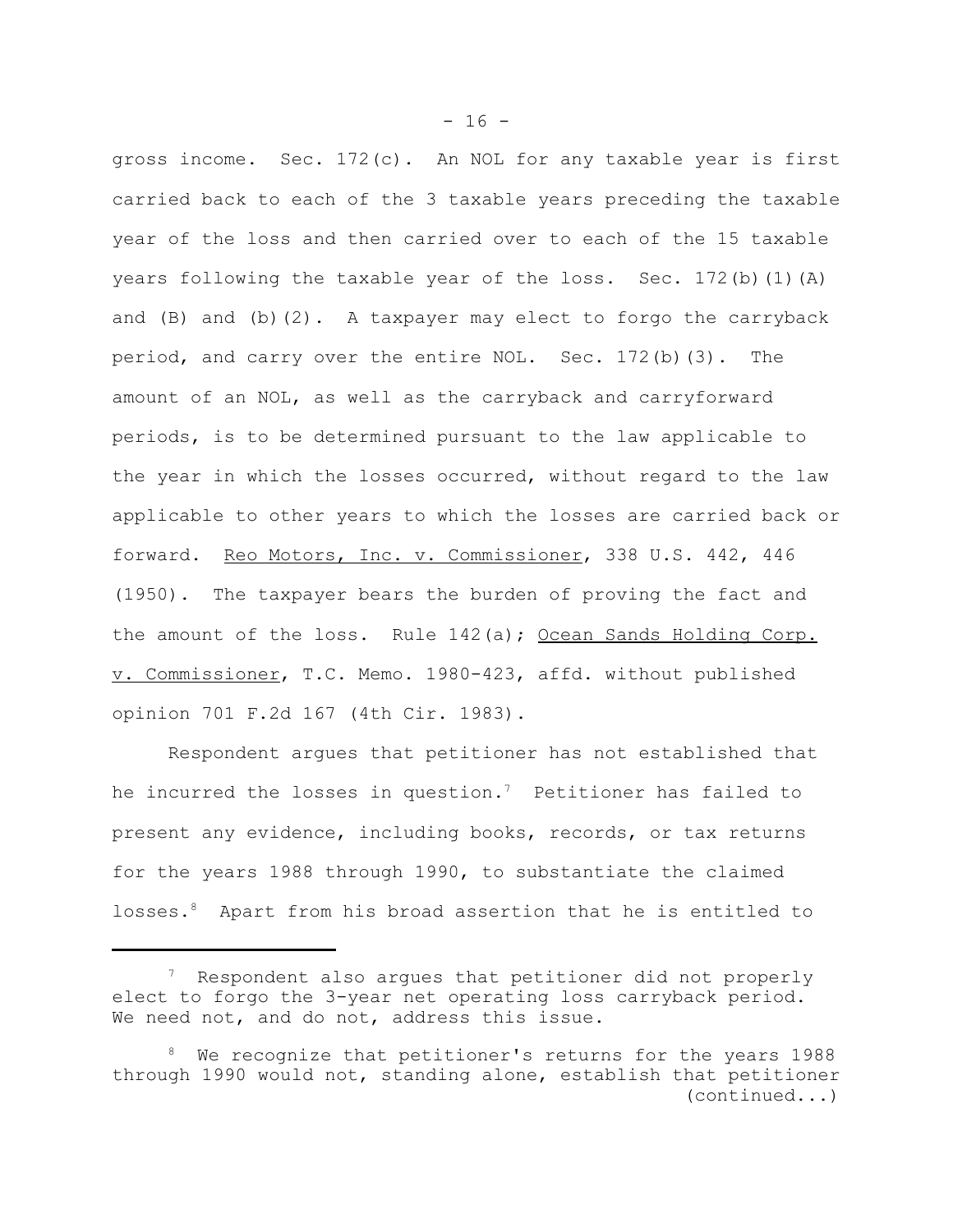gross income. Sec. 172(c). An NOL for any taxable year is first carried back to each of the 3 taxable years preceding the taxable year of the loss and then carried over to each of the 15 taxable years following the taxable year of the loss. Sec. 172(b)(1)(A) and (B) and (b)(2). A taxpayer may elect to forgo the carryback period, and carry over the entire NOL. Sec. 172(b)(3). The amount of an NOL, as well as the carryback and carryforward periods, is to be determined pursuant to the law applicable to the year in which the losses occurred, without regard to the law applicable to other years to which the losses are carried back or forward. Reo Motors, Inc. v. Commissioner, 338 U.S. 442, 446 (1950). The taxpayer bears the burden of proving the fact and the amount of the loss. Rule 142(a); Ocean Sands Holding Corp. v. Commissioner, T.C. Memo. 1980-423, affd. without published opinion 701 F.2d 167 (4th Cir. 1983).

Respondent argues that petitioner has not established that he incurred the losses in question.[7] Petitioner has failed to present any evidence, including books, records, or tax returns for the years 1988 through 1990, to substantiate the claimed losses.[8] Apart from his broad assertion that he is entitled to

---

[7] Respondent also argues that petitioner did not properly elect to forgo the 3-year net operating loss carryback period. We need not, and do not, address this issue.

[8] We recognize that petitioner's returns for the years 1988 through 1990 would not, standing alone, establish that petitioner (continued...)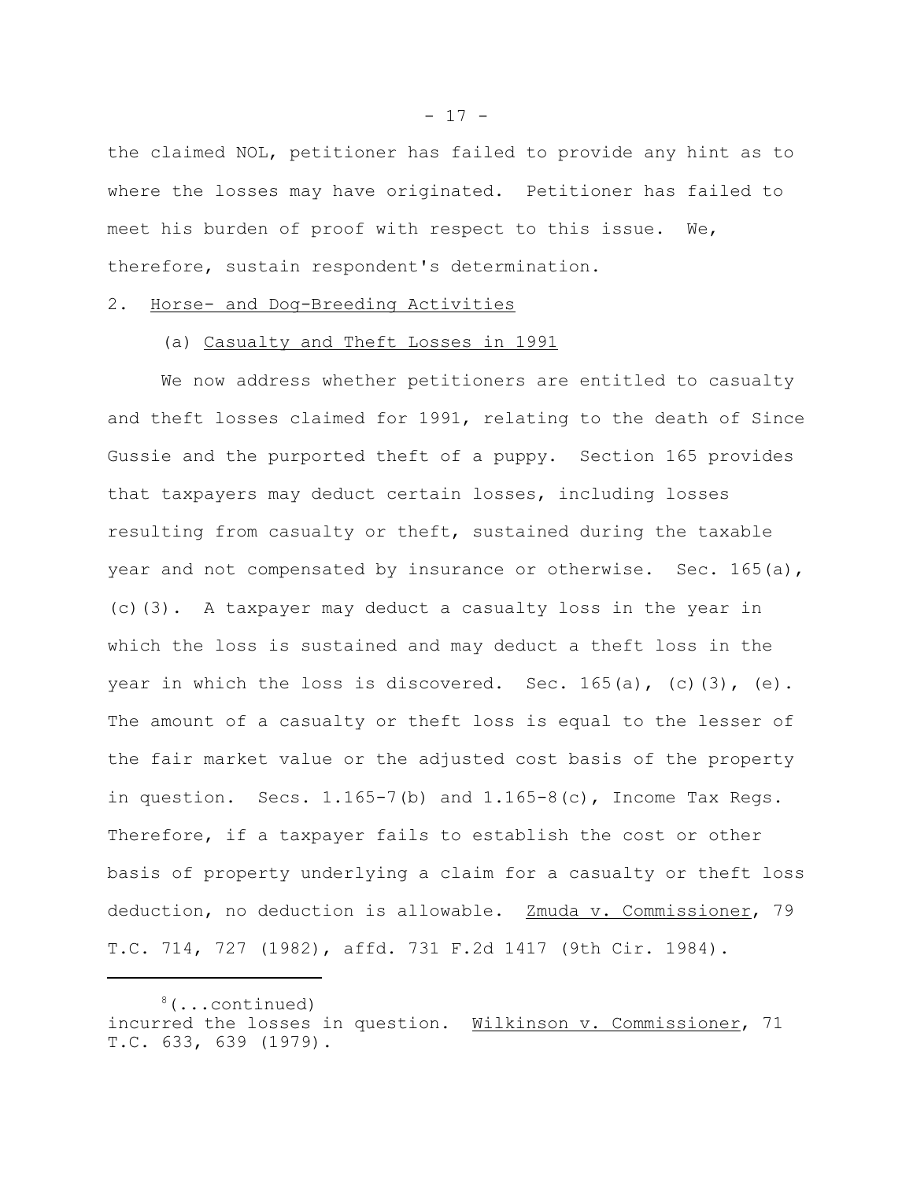the claimed NOL, petitioner has failed to provide any hint as to where the losses may have originated. Petitioner has failed to meet his burden of proof with respect to this issue. We, therefore, sustain respondent's determination.

2. Horse- and Dog-Breeding Activities

(a) Casualty and Theft Losses in 1991

We now address whether petitioners are entitled to casualty and theft losses claimed for 1991, relating to the death of Since Gussie and the purported theft of a puppy. Section 165 provides that taxpayers may deduct certain losses, including losses resulting from casualty or theft, sustained during the taxable year and not compensated by insurance or otherwise. Sec. 165(a), (c)(3). A taxpayer may deduct a casualty loss in the year in which the loss is sustained and may deduct a theft loss in the year in which the loss is discovered. Sec. 165(a), (c)(3), (e). The amount of a casualty or theft loss is equal to the lesser of the fair market value or the adjusted cost basis of the property in question. Secs. 1.165-7(b) and 1.165-8(c), Income Tax Regs. Therefore, if a taxpayer fails to establish the cost or other basis of property underlying a claim for a casualty or theft loss deduction, no deduction is allowable. Zmuda v. Commissioner, 79 T.C. 714, 727 (1982), affd. 731 F.2d 1417 (9th Cir. 1984).

---

[8](...continued) incurred the losses in question. Wilkinson v. Commissioner, 71 T.C. 633, 639 (1979).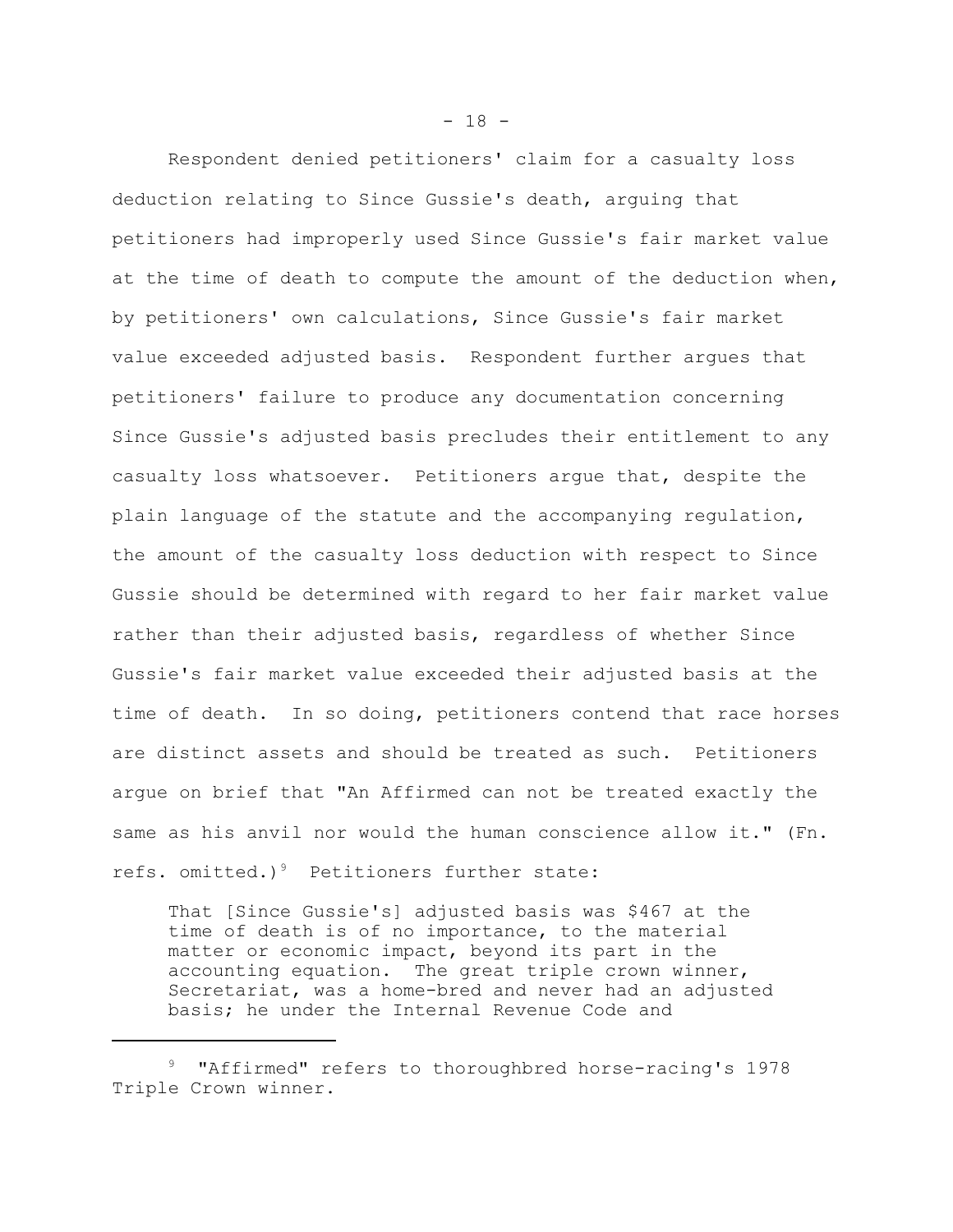Respondent denied petitioners' claim for a casualty loss deduction relating to Since Gussie's death, arguing that petitioners had improperly used Since Gussie's fair market value at the time of death to compute the amount of the deduction when, by petitioners' own calculations, Since Gussie's fair market value exceeded adjusted basis. Respondent further argues that petitioners' failure to produce any documentation concerning Since Gussie's adjusted basis precludes their entitlement to any casualty loss whatsoever. Petitioners argue that, despite the plain language of the statute and the accompanying regulation, the amount of the casualty loss deduction with respect to Since Gussie should be determined with regard to her fair market value rather than their adjusted basis, regardless of whether Since Gussie's fair market value exceeded their adjusted basis at the time of death. In so doing, petitioners contend that race horses are distinct assets and should be treated as such. Petitioners argue on brief that "An Affirmed can not be treated exactly the same as his anvil nor would the human conscience allow it." (Fn. refs. omitted.)[9] Petitioners further state:

> That [Since Gussie's] adjusted basis was $467 at the time of death is of no importance, to the material matter or economic impact, beyond its part in the accounting equation. The great triple crown winner, Secretariat, was a home-bred and never had an adjusted basis; he under the Internal Revenue Code and

[9] "Affirmed" refers to thoroughbred horse-racing's 1978 Triple Crown winner.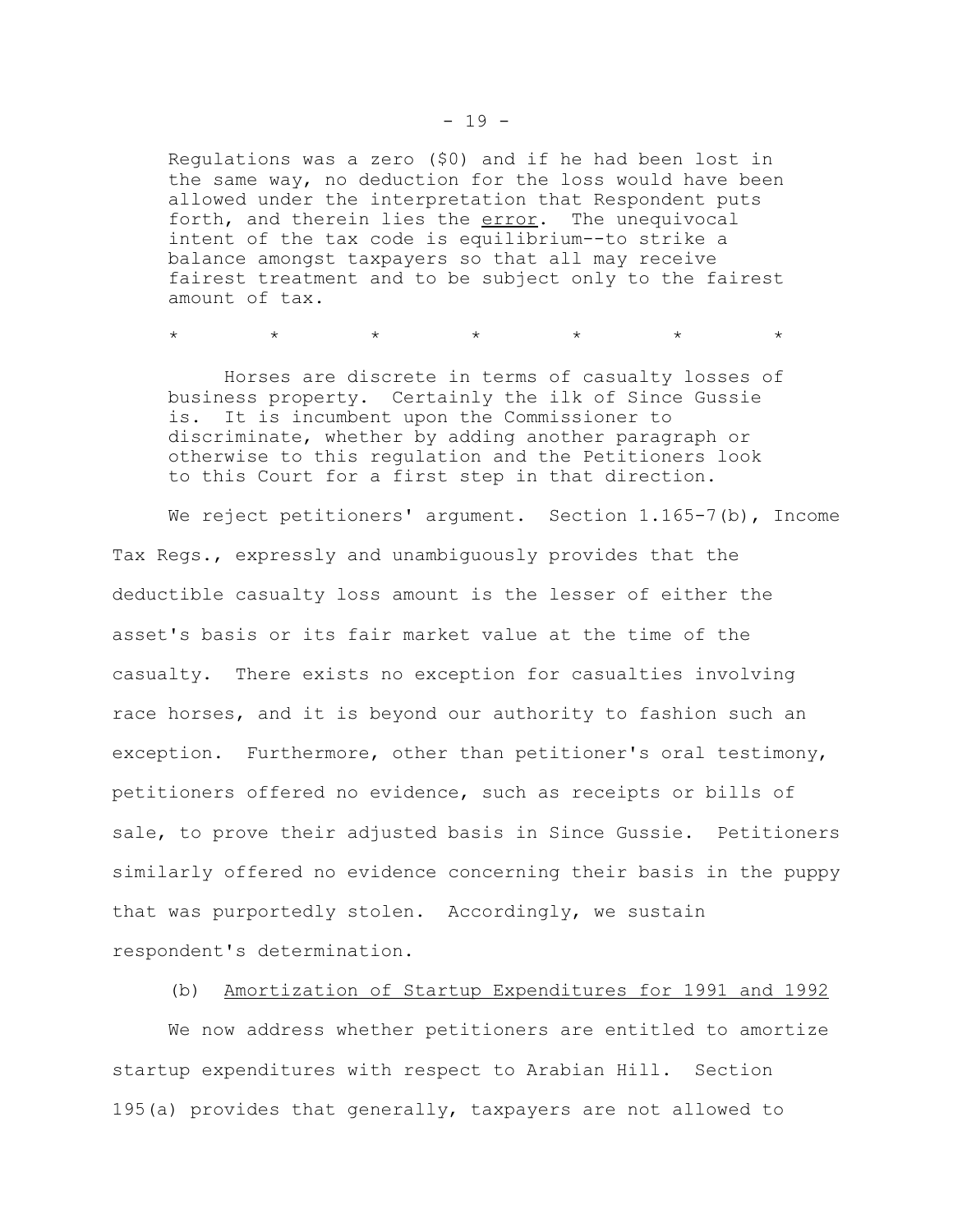> Regulations was a zero ($0) and if he had been lost in the same way, no deduction for the loss would have been allowed under the interpretation that Respondent puts forth, and therein lies the error. The unequivocal intent of the tax code is equilibrium--to strike a balance amongst taxpayers so that all may receive fairest treatment and to be subject only to the fairest amount of tax.
>
> \* \* \* \* \* \* \*
>
> Horses are discrete in terms of casualty losses of business property. Certainly the ilk of Since Gussie is. It is incumbent upon the Commissioner to discriminate, whether by adding another paragraph or otherwise to this regulation and the Petitioners look to this Court for a first step in that direction.

We reject petitioners' argument. Section 1.165-7(b), Income Tax Regs., expressly and unambiguously provides that the deductible casualty loss amount is the lesser of either the asset's basis or its fair market value at the time of the casualty. There exists no exception for casualties involving race horses, and it is beyond our authority to fashion such an exception. Furthermore, other than petitioner's oral testimony, petitioners offered no evidence, such as receipts or bills of sale, to prove their adjusted basis in Since Gussie. Petitioners similarly offered no evidence concerning their basis in the puppy that was purportedly stolen. Accordingly, we sustain respondent's determination.

(b) Amortization of Startup Expenditures for 1991 and 1992

We now address whether petitioners are entitled to amortize startup expenditures with respect to Arabian Hill. Section 195(a) provides that generally, taxpayers are not allowed to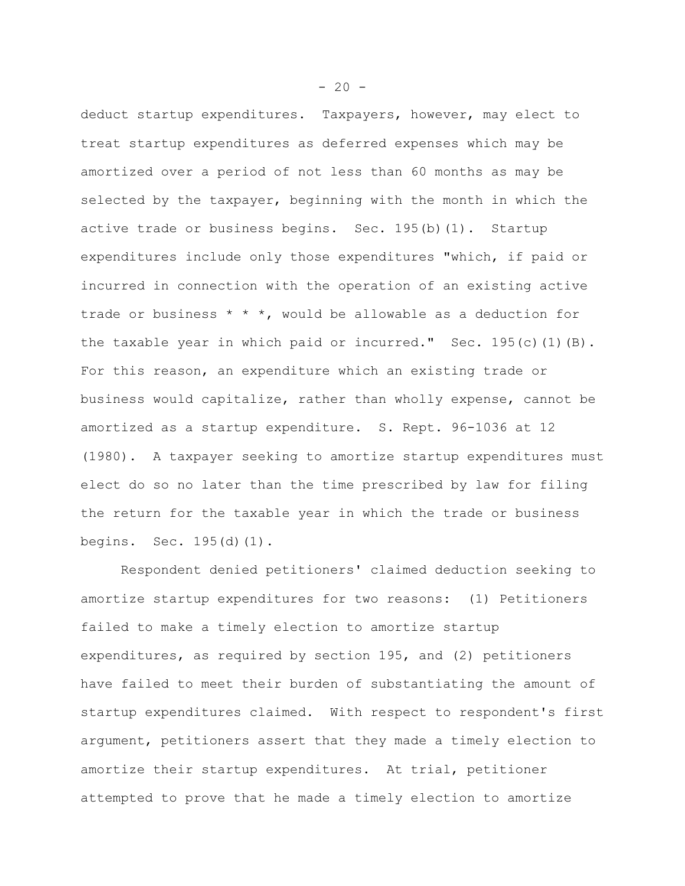deduct startup expenditures. Taxpayers, however, may elect to treat startup expenditures as deferred expenses which may be amortized over a period of not less than 60 months as may be selected by the taxpayer, beginning with the month in which the active trade or business begins. Sec. 195(b)(1). Startup expenditures include only those expenditures "which, if paid or incurred in connection with the operation of an existing active trade or business * * *, would be allowable as a deduction for the taxable year in which paid or incurred." Sec. 195(c)(1)(B). For this reason, an expenditure which an existing trade or business would capitalize, rather than wholly expense, cannot be amortized as a startup expenditure. S. Rept. 96-1036 at 12 (1980). A taxpayer seeking to amortize startup expenditures must elect do so no later than the time prescribed by law for filing the return for the taxable year in which the trade or business begins. Sec. 195(d)(1).

Respondent denied petitioners' claimed deduction seeking to amortize startup expenditures for two reasons: (1) Petitioners failed to make a timely election to amortize startup expenditures, as required by section 195, and (2) petitioners have failed to meet their burden of substantiating the amount of startup expenditures claimed. With respect to respondent's first argument, petitioners assert that they made a timely election to amortize their startup expenditures. At trial, petitioner attempted to prove that he made a timely election to amortize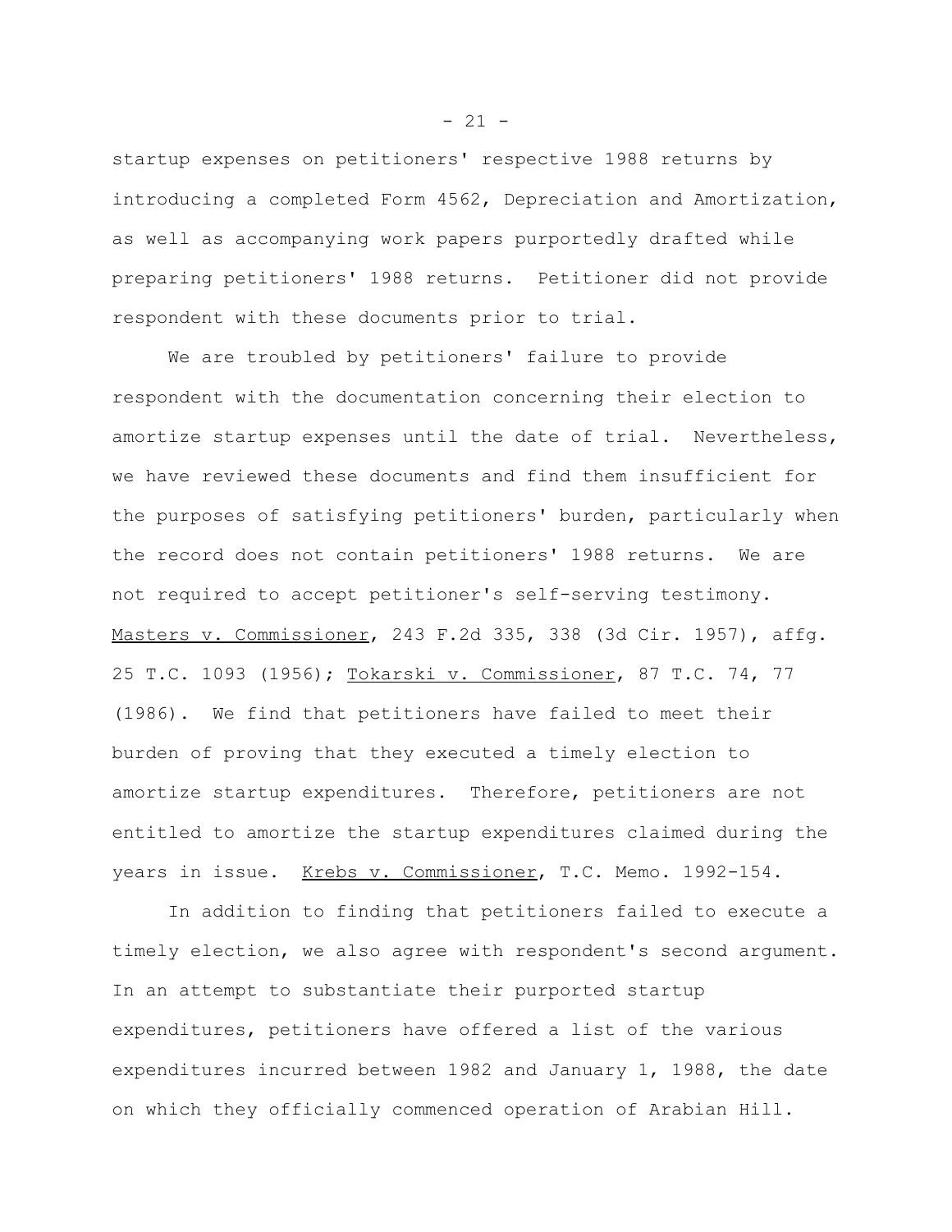startup expenses on petitioners' respective 1988 returns by introducing a completed Form 4562, Depreciation and Amortization, as well as accompanying work papers purportedly drafted while preparing petitioners' 1988 returns. Petitioner did not provide respondent with these documents prior to trial.

We are troubled by petitioners' failure to provide respondent with the documentation concerning their election to amortize startup expenses until the date of trial. Nevertheless, we have reviewed these documents and find them insufficient for the purposes of satisfying petitioners' burden, particularly when the record does not contain petitioners' 1988 returns. We are not required to accept petitioner's self-serving testimony. Masters v. Commissioner, 243 F.2d 335, 338 (3d Cir. 1957), affg. 25 T.C. 1093 (1956); Tokarski v. Commissioner, 87 T.C. 74, 77 (1986). We find that petitioners have failed to meet their burden of proving that they executed a timely election to amortize startup expenditures. Therefore, petitioners are not entitled to amortize the startup expenditures claimed during the years in issue. Krebs v. Commissioner, T.C. Memo. 1992-154.

In addition to finding that petitioners failed to execute a timely election, we also agree with respondent's second argument. In an attempt to substantiate their purported startup expenditures, petitioners have offered a list of the various expenditures incurred between 1982 and January 1, 1988, the date on which they officially commenced operation of Arabian Hill.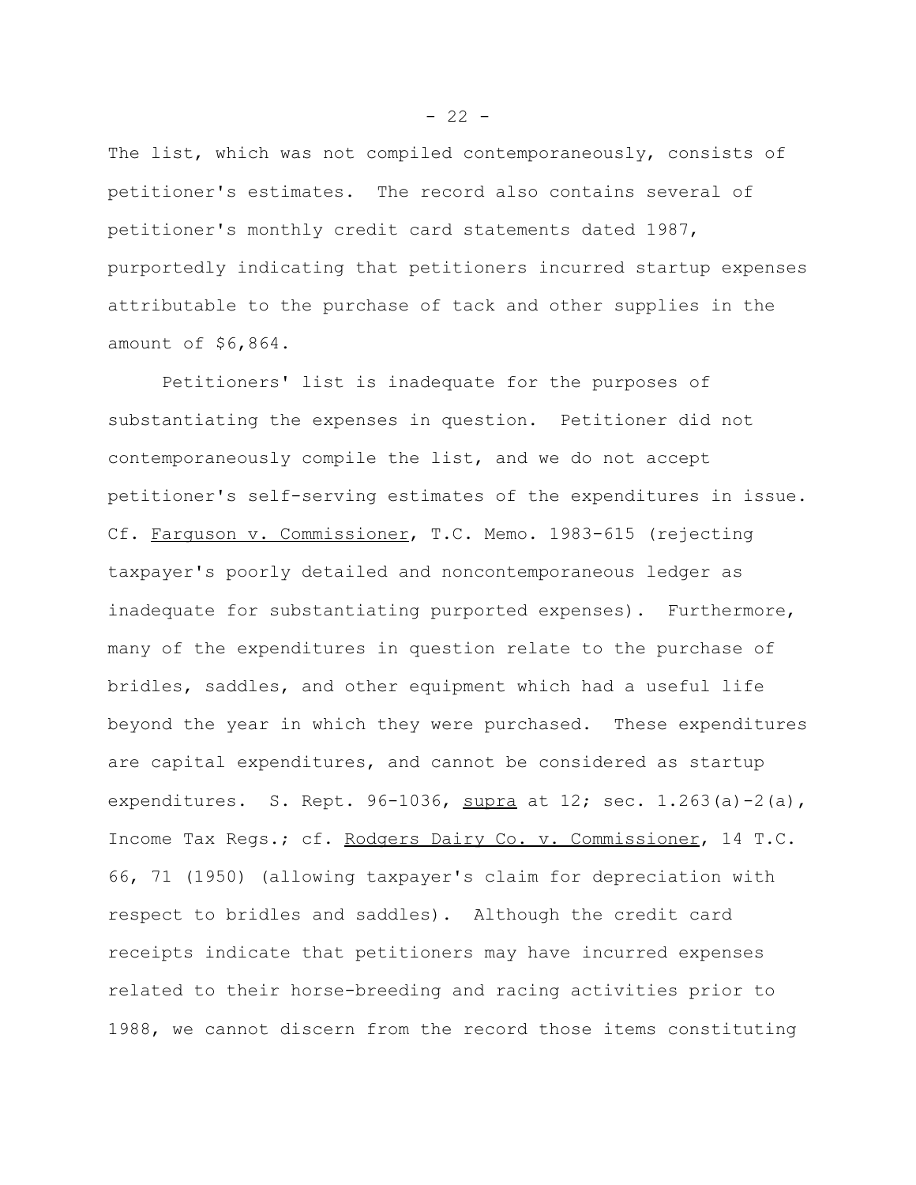The list, which was not compiled contemporaneously, consists of petitioner's estimates. The record also contains several of petitioner's monthly credit card statements dated 1987, purportedly indicating that petitioners incurred startup expenses attributable to the purchase of tack and other supplies in the amount of $6,864.

Petitioners' list is inadequate for the purposes of substantiating the expenses in question. Petitioner did not contemporaneously compile the list, and we do not accept petitioner's self-serving estimates of the expenditures in issue. Cf. Farguson v. Commissioner, T.C. Memo. 1983-615 (rejecting taxpayer's poorly detailed and noncontemporaneous ledger as inadequate for substantiating purported expenses). Furthermore, many of the expenditures in question relate to the purchase of bridles, saddles, and other equipment which had a useful life beyond the year in which they were purchased. These expenditures are capital expenditures, and cannot be considered as startup expenditures. S. Rept. 96-1036, supra at 12; sec. 1.263(a)-2(a), Income Tax Regs.; cf. Rodgers Dairy Co. v. Commissioner, 14 T.C. 66, 71 (1950) (allowing taxpayer's claim for depreciation with respect to bridles and saddles). Although the credit card receipts indicate that petitioners may have incurred expenses related to their horse-breeding and racing activities prior to 1988, we cannot discern from the record those items constituting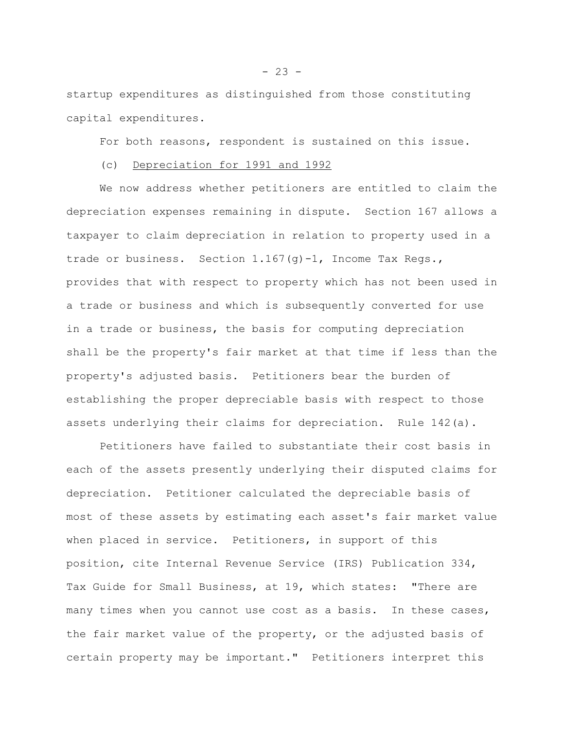startup expenditures as distinguished from those constituting capital expenditures.

For both reasons, respondent is sustained on this issue.

(c) Depreciation for 1991 and 1992

We now address whether petitioners are entitled to claim the depreciation expenses remaining in dispute. Section 167 allows a taxpayer to claim depreciation in relation to property used in a trade or business. Section 1.167(g)-1, Income Tax Regs., provides that with respect to property which has not been used in a trade or business and which is subsequently converted for use in a trade or business, the basis for computing depreciation shall be the property's fair market at that time if less than the property's adjusted basis. Petitioners bear the burden of establishing the proper depreciable basis with respect to those assets underlying their claims for depreciation. Rule 142(a).

Petitioners have failed to substantiate their cost basis in each of the assets presently underlying their disputed claims for depreciation. Petitioner calculated the depreciable basis of most of these assets by estimating each asset's fair market value when placed in service. Petitioners, in support of this position, cite Internal Revenue Service (IRS) Publication 334, Tax Guide for Small Business, at 19, which states: "There are many times when you cannot use cost as a basis. In these cases, the fair market value of the property, or the adjusted basis of certain property may be important." Petitioners interpret this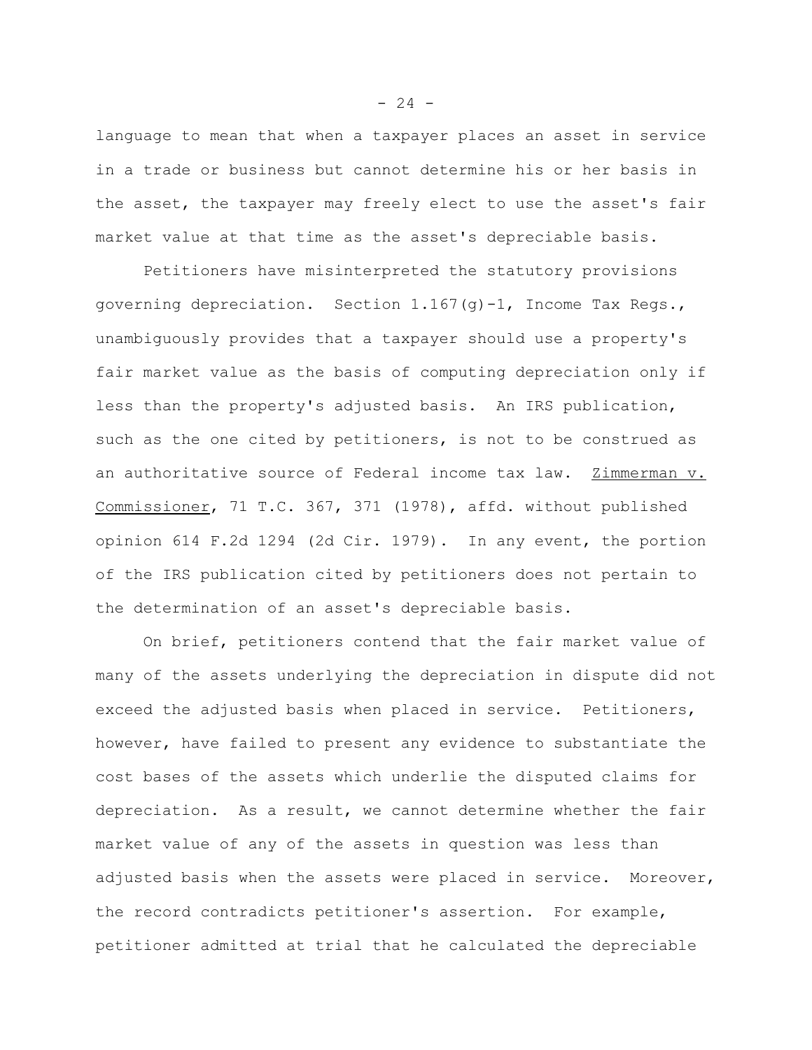language to mean that when a taxpayer places an asset in service in a trade or business but cannot determine his or her basis in the asset, the taxpayer may freely elect to use the asset's fair market value at that time as the asset's depreciable basis.

Petitioners have misinterpreted the statutory provisions governing depreciation. Section 1.167(g)-1, Income Tax Regs., unambiguously provides that a taxpayer should use a property's fair market value as the basis of computing depreciation only if less than the property's adjusted basis. An IRS publication, such as the one cited by petitioners, is not to be construed as an authoritative source of Federal income tax law. Zimmerman v. Commissioner, 71 T.C. 367, 371 (1978), affd. without published opinion 614 F.2d 1294 (2d Cir. 1979). In any event, the portion of the IRS publication cited by petitioners does not pertain to the determination of an asset's depreciable basis.

On brief, petitioners contend that the fair market value of many of the assets underlying the depreciation in dispute did not exceed the adjusted basis when placed in service. Petitioners, however, have failed to present any evidence to substantiate the cost bases of the assets which underlie the disputed claims for depreciation. As a result, we cannot determine whether the fair market value of any of the assets in question was less than adjusted basis when the assets were placed in service. Moreover, the record contradicts petitioner's assertion. For example, petitioner admitted at trial that he calculated the depreciable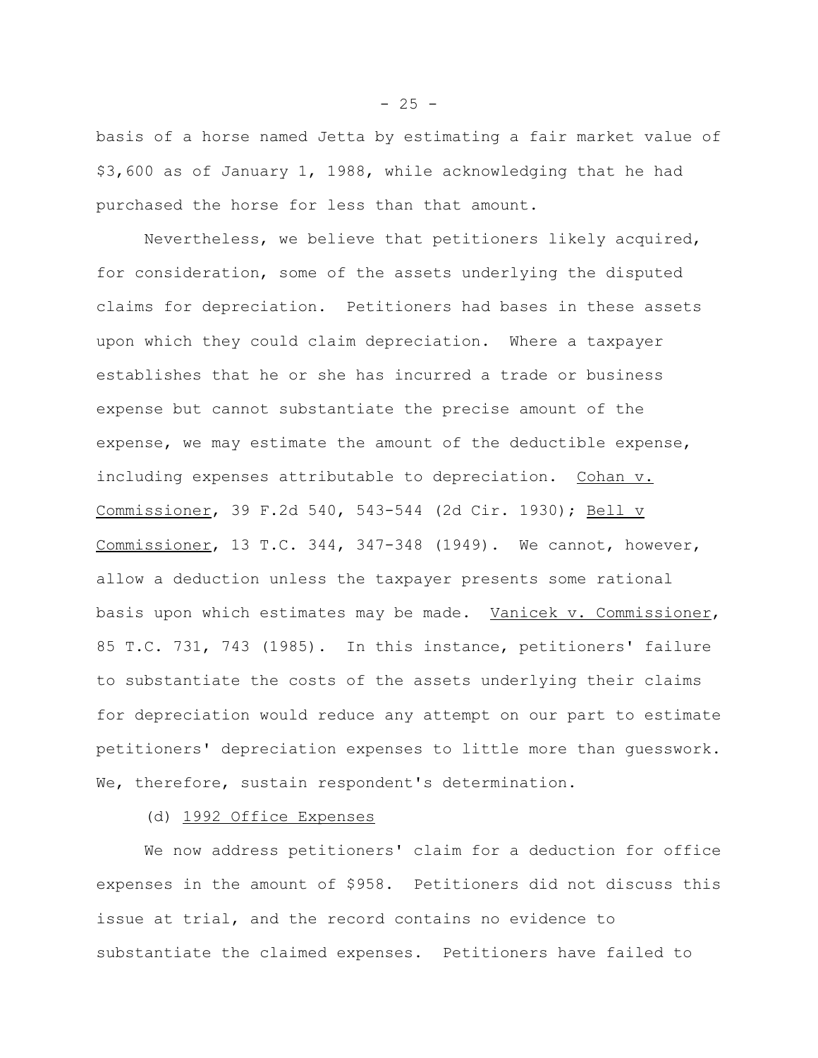basis of a horse named Jetta by estimating a fair market value of $3,600 as of January 1, 1988, while acknowledging that he had purchased the horse for less than that amount.

Nevertheless, we believe that petitioners likely acquired, for consideration, some of the assets underlying the disputed claims for depreciation. Petitioners had bases in these assets upon which they could claim depreciation. Where a taxpayer establishes that he or she has incurred a trade or business expense but cannot substantiate the precise amount of the expense, we may estimate the amount of the deductible expense, including expenses attributable to depreciation. Cohan v. Commissioner, 39 F.2d 540, 543-544 (2d Cir. 1930); Bell v Commissioner, 13 T.C. 344, 347-348 (1949). We cannot, however, allow a deduction unless the taxpayer presents some rational basis upon which estimates may be made. Vanicek v. Commissioner, 85 T.C. 731, 743 (1985). In this instance, petitioners' failure to substantiate the costs of the assets underlying their claims for depreciation would reduce any attempt on our part to estimate petitioners' depreciation expenses to little more than guesswork. We, therefore, sustain respondent's determination.

(d) 1992 Office Expenses

We now address petitioners' claim for a deduction for office expenses in the amount of $958. Petitioners did not discuss this issue at trial, and the record contains no evidence to substantiate the claimed expenses. Petitioners have failed to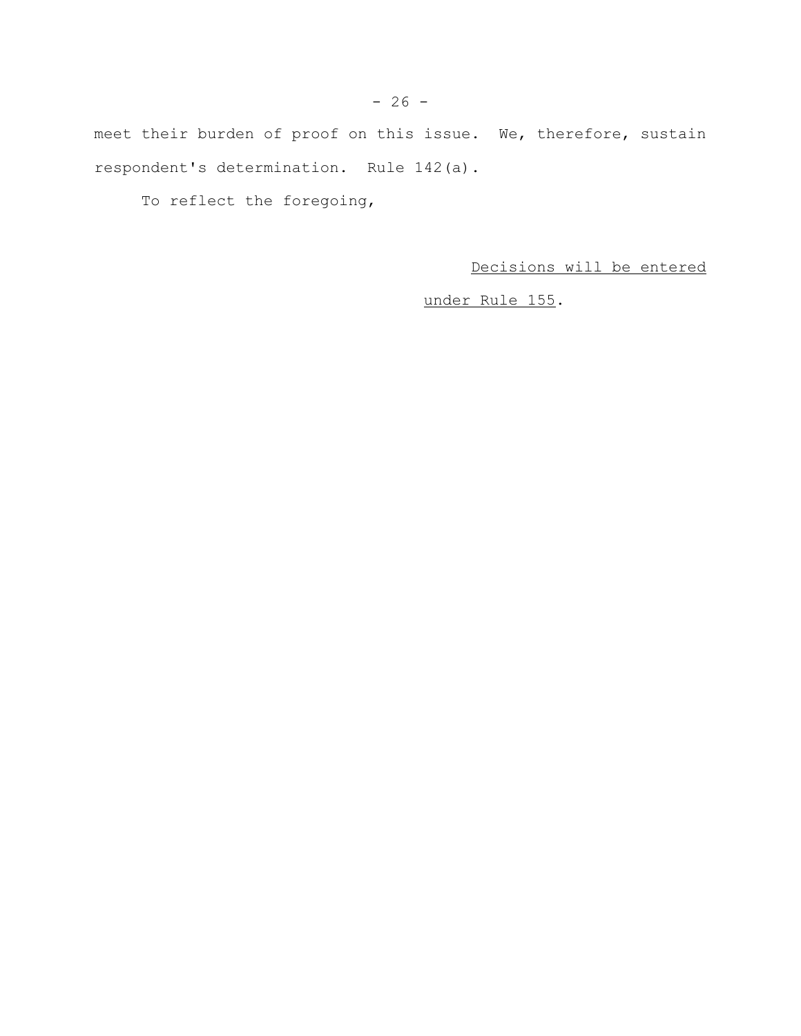meet their burden of proof on this issue. We, therefore, sustain respondent's determination. Rule 142(a).

To reflect the foregoing,

Decisions will be entered under Rule 155.